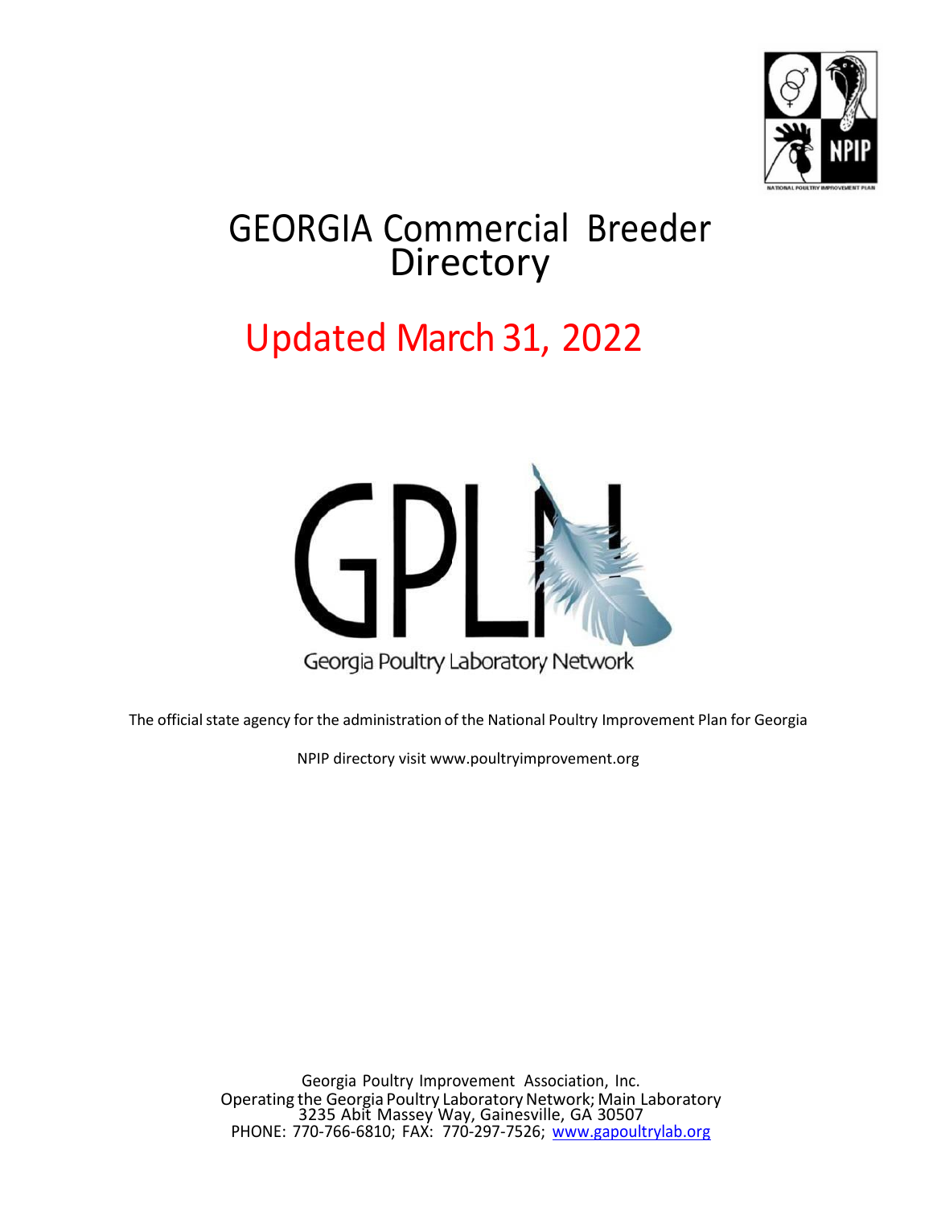# GEORGIA Commercial Breeder Directory

## Updated March 31, 2022

Georgia Poultry Laboratory Network

The official state agency for the administration of the National Poultry Improvement Plan for Georgia

NPIP directory visit www.poultryimprovement.org

Georgia Poultry Improvement Association, Inc.
Operating the Georgia Poultry Laboratory Network; Main Laboratory
3235 Abit Massey Way, Gainesville, GA 30507
PHONE: 770-766-6810; FAX: 770-297-7526; www.gapoultrylab.org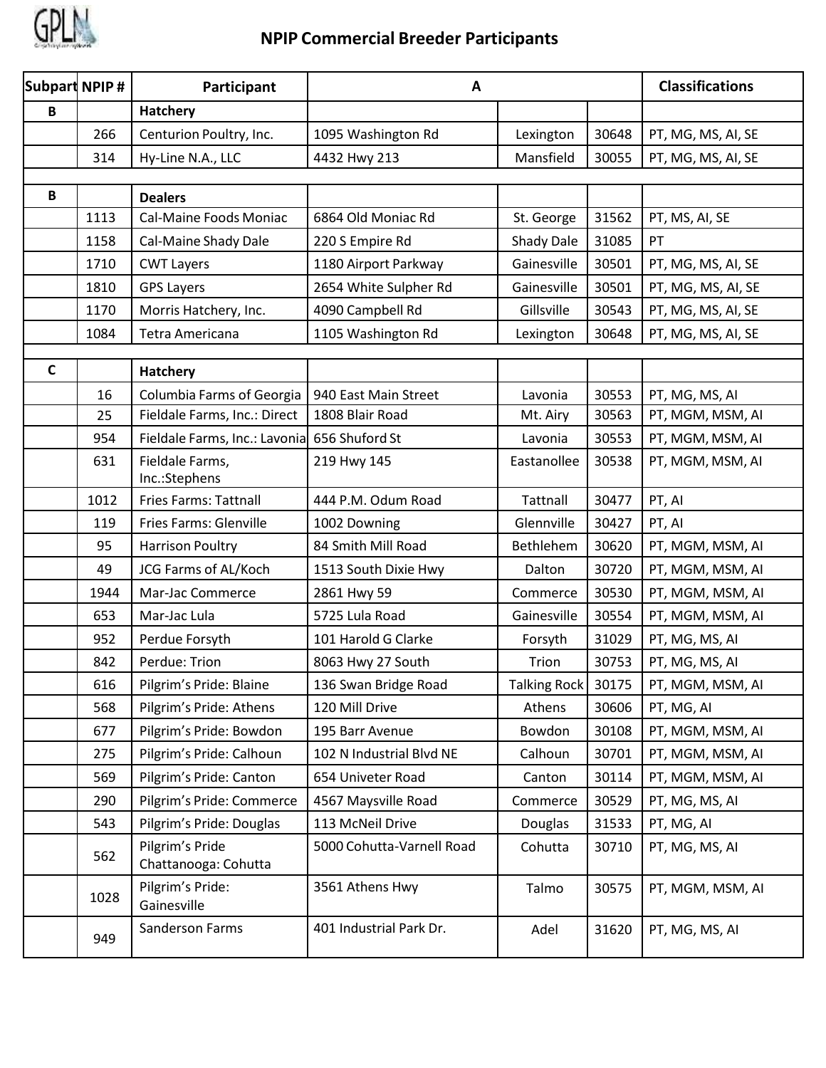# NPIP Commercial Breeder Participants

| Subpart | NPIP # | Participant | A | | | Classifications |
|---|---|---|---|---|---|---|
| B | | Hatchery | | | | |
| | 266 | Centurion Poultry, Inc. | 1095 Washington Rd | Lexington | 30648 | PT, MG, MS, AI, SE |
| | 314 | Hy-Line N.A., LLC | 4432 Hwy 213 | Mansfield | 30055 | PT, MG, MS, AI, SE |
| | | | | | | |
| B | | Dealers | | | | |
| | 1113 | Cal-Maine Foods Moniac | 6864 Old Moniac Rd | St. George | 31562 | PT, MS, AI, SE |
| | 1158 | Cal-Maine Shady Dale | 220 S Empire Rd | Shady Dale | 31085 | PT |
| | 1710 | CWT Layers | 1180 Airport Parkway | Gainesville | 30501 | PT, MG, MS, AI, SE |
| | 1810 | GPS Layers | 2654 White Sulpher Rd | Gainesville | 30501 | PT, MG, MS, AI, SE |
| | 1170 | Morris Hatchery, Inc. | 4090 Campbell Rd | Gillsville | 30543 | PT, MG, MS, AI, SE |
| | 1084 | Tetra Americana | 1105 Washington Rd | Lexington | 30648 | PT, MG, MS, AI, SE |
| | | | | | | |
| C | | Hatchery | | | | |
| | 16 | Columbia Farms of Georgia | 940 East Main Street | Lavonia | 30553 | PT, MG, MS, AI |
| | 25 | Fieldale Farms, Inc.: Direct | 1808 Blair Road | Mt. Airy | 30563 | PT, MGM, MSM, AI |
| | 954 | Fieldale Farms, Inc.: Lavonia | 656 Shuford St | Lavonia | 30553 | PT, MGM, MSM, AI |
| | 631 | Fieldale Farms, Inc.:Stephens | 219 Hwy 145 | Eastanollee | 30538 | PT, MGM, MSM, AI |
| | 1012 | Fries Farms: Tattnall | 444 P.M. Odum Road | Tattnall | 30477 | PT, AI |
| | 119 | Fries Farms: Glenville | 1002 Downing | Glennville | 30427 | PT, AI |
| | 95 | Harrison Poultry | 84 Smith Mill Road | Bethlehem | 30620 | PT, MGM, MSM, AI |
| | 49 | JCG Farms of AL/Koch | 1513 South Dixie Hwy | Dalton | 30720 | PT, MGM, MSM, AI |
| | 1944 | Mar-Jac Commerce | 2861 Hwy 59 | Commerce | 30530 | PT, MGM, MSM, AI |
| | 653 | Mar-Jac Lula | 5725 Lula Road | Gainesville | 30554 | PT, MGM, MSM, AI |
| | 952 | Perdue Forsyth | 101 Harold G Clarke | Forsyth | 31029 | PT, MG, MS, AI |
| | 842 | Perdue: Trion | 8063 Hwy 27 South | Trion | 30753 | PT, MG, MS, AI |
| | 616 | Pilgrim's Pride: Blaine | 136 Swan Bridge Road | Talking Rock | 30175 | PT, MGM, MSM, AI |
| | 568 | Pilgrim's Pride: Athens | 120 Mill Drive | Athens | 30606 | PT, MG, AI |
| | 677 | Pilgrim's Pride: Bowdon | 195 Barr Avenue | Bowdon | 30108 | PT, MGM, MSM, AI |
| | 275 | Pilgrim's Pride: Calhoun | 102 N Industrial Blvd NE | Calhoun | 30701 | PT, MGM, MSM, AI |
| | 569 | Pilgrim's Pride: Canton | 654 Univeter Road | Canton | 30114 | PT, MGM, MSM, AI |
| | 290 | Pilgrim's Pride: Commerce | 4567 Maysville Road | Commerce | 30529 | PT, MG, MS, AI |
| | 543 | Pilgrim's Pride: Douglas | 113 McNeil Drive | Douglas | 31533 | PT, MG, AI |
| | 562 | Pilgrim's Pride Chattanooga: Cohutta | 5000 Cohutta-Varnell Road | Cohutta | 30710 | PT, MG, MS, AI |
| | 1028 | Pilgrim's Pride: Gainesville | 3561 Athens Hwy | Talmo | 30575 | PT, MGM, MSM, AI |
| | 949 | Sanderson Farms | 401 Industrial Park Dr. | Adel | 31620 | PT, MG, MS, AI |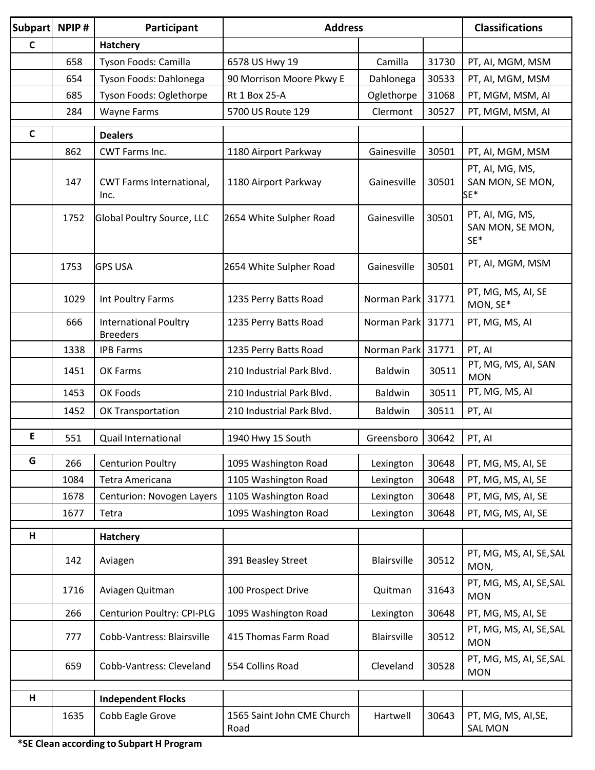| Subpart | NPIP # | Participant | Address | | | Classifications |
|---|---|---|---|---|---|---|
| C | | **Hatchery** | | | | |
| | 658 | Tyson Foods: Camilla | 6578 US Hwy 19 | Camilla | 31730 | PT, AI, MGM, MSM |
| | 654 | Tyson Foods: Dahlonega | 90 Morrison Moore Pkwy E | Dahlonega | 30533 | PT, AI, MGM, MSM |
| | 685 | Tyson Foods: Oglethorpe | Rt 1 Box 25-A | Oglethorpe | 31068 | PT, MGM, MSM, AI |
| | 284 | Wayne Farms | 5700 US Route 129 | Clermont | 30527 | PT, MGM, MSM, AI |
| C | | **Dealers** | | | | |
| | 862 | CWT Farms Inc. | 1180 Airport Parkway | Gainesville | 30501 | PT, AI, MGM, MSM |
| | 147 | CWT Farms International, Inc. | 1180 Airport Parkway | Gainesville | 30501 | PT, AI, MG, MS, SAN MON, SE MON, SE* |
| | 1752 | Global Poultry Source, LLC | 2654 White Sulpher Road | Gainesville | 30501 | PT, AI, MG, MS, SAN MON, SE MON, SE* |
| | 1753 | GPS USA | 2654 White Sulpher Road | Gainesville | 30501 | PT, AI, MGM, MSM |
| | 1029 | Int Poultry Farms | 1235 Perry Batts Road | Norman Park | 31771 | PT, MG, MS, AI, SE MON, SE* |
| | 666 | International Poultry Breeders | 1235 Perry Batts Road | Norman Park | 31771 | PT, MG, MS, AI |
| | 1338 | IPB Farms | 1235 Perry Batts Road | Norman Park | 31771 | PT, AI |
| | 1451 | OK Farms | 210 Industrial Park Blvd. | Baldwin | 30511 | PT, MG, MS, AI, SAN MON |
| | 1453 | OK Foods | 210 Industrial Park Blvd. | Baldwin | 30511 | PT, MG, MS, AI |
| | 1452 | OK Transportation | 210 Industrial Park Blvd. | Baldwin | 30511 | PT, AI |
| E | 551 | Quail International | 1940 Hwy 15 South | Greensboro | 30642 | PT, AI |
| G | 266 | Centurion Poultry | 1095 Washington Road | Lexington | 30648 | PT, MG, MS, AI, SE |
| | 1084 | Tetra Americana | 1105 Washington Road | Lexington | 30648 | PT, MG, MS, AI, SE |
| | 1678 | Centurion: Novogen Layers | 1105 Washington Road | Lexington | 30648 | PT, MG, MS, AI, SE |
| | 1677 | Tetra | 1095 Washington Road | Lexington | 30648 | PT, MG, MS, AI, SE |
| H | | **Hatchery** | | | | |
| | 142 | Aviagen | 391 Beasley Street | Blairsville | 30512 | PT, MG, MS, AI, SE,SAL MON, |
| | 1716 | Aviagen Quitman | 100 Prospect Drive | Quitman | 31643 | PT, MG, MS, AI, SE,SAL MON |
| | 266 | Centurion Poultry: CPI-PLG | 1095 Washington Road | Lexington | 30648 | PT, MG, MS, AI, SE |
| | 777 | Cobb-Vantress: Blairsville | 415 Thomas Farm Road | Blairsville | 30512 | PT, MG, MS, AI, SE,SAL MON |
| | 659 | Cobb-Vantress: Cleveland | 554 Collins Road | Cleveland | 30528 | PT, MG, MS, AI, SE,SAL MON |
| H | | **Independent Flocks** | | | | |
| | 1635 | Cobb Eagle Grove | 1565 Saint John CME Church Road | Hartwell | 30643 | PT, MG, MS, AI,SE, SAL MON |

**\*SE Clean according to Subpart H Program**